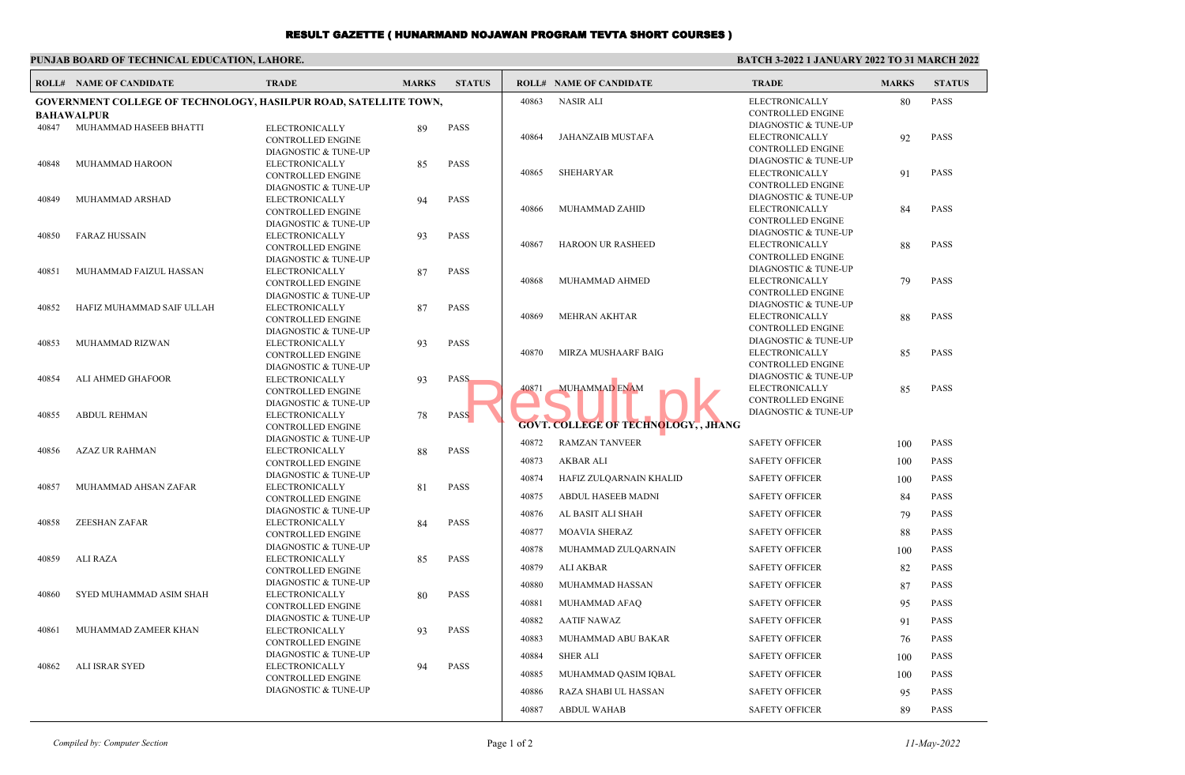# RESULT GAZETTE ( HUNARMAND NOJAWAN PROGRAM TEVTA SHORT COURSES )

**PUNJAB BOARD OF TECHNICAL EDUCATION, LAHORE.**

**BATCH 3-2022 1 JANUARY 2022 TO 31 MARCH 2022**

## GOVERNMENT COLLEGE OF TECHNOLOGY, HASILPUR ROAD, SATELLITE TOWN, BAHAWALPUR

| ROLL# | NAME OF CANDIDATE | TRADE | MARKS | STATUS |
|---|---|---|---|---|
| 40847 | MUHAMMAD HASEEB BHATTI | ELECTRONICALLY CONTROLLED ENGINE DIAGNOSTIC & TUNE-UP | 89 | PASS |
| 40848 | MUHAMMAD HAROON | ELECTRONICALLY CONTROLLED ENGINE DIAGNOSTIC & TUNE-UP | 85 | PASS |
| 40849 | MUHAMMAD ARSHAD | ELECTRONICALLY CONTROLLED ENGINE DIAGNOSTIC & TUNE-UP | 94 | PASS |
| 40850 | FARAZ HUSSAIN | ELECTRONICALLY CONTROLLED ENGINE DIAGNOSTIC & TUNE-UP | 93 | PASS |
| 40851 | MUHAMMAD FAIZUL HASSAN | ELECTRONICALLY CONTROLLED ENGINE DIAGNOSTIC & TUNE-UP | 87 | PASS |
| 40852 | HAFIZ MUHAMMAD SAIF ULLAH | ELECTRONICALLY CONTROLLED ENGINE DIAGNOSTIC & TUNE-UP | 87 | PASS |
| 40853 | MUHAMMAD RIZWAN | ELECTRONICALLY CONTROLLED ENGINE DIAGNOSTIC & TUNE-UP | 93 | PASS |
| 40854 | ALI AHMED GHAFOOR | ELECTRONICALLY CONTROLLED ENGINE DIAGNOSTIC & TUNE-UP | 93 | PASS |
| 40855 | ABDUL REHMAN | ELECTRONICALLY CONTROLLED ENGINE DIAGNOSTIC & TUNE-UP | 78 | PASS |
| 40856 | AZAZ UR RAHMAN | ELECTRONICALLY CONTROLLED ENGINE DIAGNOSTIC & TUNE-UP | 88 | PASS |
| 40857 | MUHAMMAD AHSAN ZAFAR | ELECTRONICALLY CONTROLLED ENGINE DIAGNOSTIC & TUNE-UP | 81 | PASS |
| 40858 | ZEESHAN ZAFAR | ELECTRONICALLY CONTROLLED ENGINE DIAGNOSTIC & TUNE-UP | 84 | PASS |
| 40859 | ALI RAZA | ELECTRONICALLY CONTROLLED ENGINE DIAGNOSTIC & TUNE-UP | 85 | PASS |
| 40860 | SYED MUHAMMAD ASIM SHAH | ELECTRONICALLY CONTROLLED ENGINE DIAGNOSTIC & TUNE-UP | 80 | PASS |
| 40861 | MUHAMMAD ZAMEER KHAN | ELECTRONICALLY CONTROLLED ENGINE DIAGNOSTIC & TUNE-UP | 93 | PASS |
| 40862 | ALI ISRAR SYED | ELECTRONICALLY CONTROLLED ENGINE DIAGNOSTIC & TUNE-UP | 94 | PASS |
| 40863 | NASIR ALI | ELECTRONICALLY CONTROLLED ENGINE DIAGNOSTIC & TUNE-UP | 80 | PASS |
| 40864 | JAHANZAIB MUSTAFA | ELECTRONICALLY CONTROLLED ENGINE DIAGNOSTIC & TUNE-UP | 92 | PASS |
| 40865 | SHEHARYAR | ELECTRONICALLY CONTROLLED ENGINE DIAGNOSTIC & TUNE-UP | 91 | PASS |
| 40866 | MUHAMMAD ZAHID | ELECTRONICALLY CONTROLLED ENGINE DIAGNOSTIC & TUNE-UP | 84 | PASS |
| 40867 | HAROON UR RASHEED | ELECTRONICALLY CONTROLLED ENGINE DIAGNOSTIC & TUNE-UP | 88 | PASS |
| 40868 | MUHAMMAD AHMED | ELECTRONICALLY CONTROLLED ENGINE DIAGNOSTIC & TUNE-UP | 79 | PASS |
| 40869 | MEHRAN AKHTAR | ELECTRONICALLY CONTROLLED ENGINE DIAGNOSTIC & TUNE-UP | 88 | PASS |
| 40870 | MIRZA MUSHAARF BAIG | ELECTRONICALLY CONTROLLED ENGINE DIAGNOSTIC & TUNE-UP | 85 | PASS |
| 40871 | MUHAMMAD ENAM | ELECTRONICALLY CONTROLLED ENGINE DIAGNOSTIC & TUNE-UP | 85 | PASS |

## GOVT. COLLEGE OF TECHNOLOGY, , JHANG

| ROLL# | NAME OF CANDIDATE | TRADE | MARKS | STATUS |
|---|---|---|---|---|
| 40872 | RAMZAN TANVEER | SAFETY OFFICER | 100 | PASS |
| 40873 | AKBAR ALI | SAFETY OFFICER | 100 | PASS |
| 40874 | HAFIZ ZULQARNAIN KHALID | SAFETY OFFICER | 100 | PASS |
| 40875 | ABDUL HASEEB MADNI | SAFETY OFFICER | 84 | PASS |
| 40876 | AL BASIT ALI SHAH | SAFETY OFFICER | 79 | PASS |
| 40877 | MOAVIA SHERAZ | SAFETY OFFICER | 88 | PASS |
| 40878 | MUHAMMAD ZULQARNAIN | SAFETY OFFICER | 100 | PASS |
| 40879 | ALI AKBAR | SAFETY OFFICER | 82 | PASS |
| 40880 | MUHAMMAD HASSAN | SAFETY OFFICER | 87 | PASS |
| 40881 | MUHAMMAD AFAQ | SAFETY OFFICER | 95 | PASS |
| 40882 | AATIF NAWAZ | SAFETY OFFICER | 91 | PASS |
| 40883 | MUHAMMAD ABU BAKAR | SAFETY OFFICER | 76 | PASS |
| 40884 | SHER ALI | SAFETY OFFICER | 100 | PASS |
| 40885 | MUHAMMAD QASIM IQBAL | SAFETY OFFICER | 100 | PASS |
| 40886 | RAZA SHABI UL HASSAN | SAFETY OFFICER | 95 | PASS |
| 40887 | ABDUL WAHAB | SAFETY OFFICER | 89 | PASS |

*Compiled by: Computer Section*

*11-May-2022*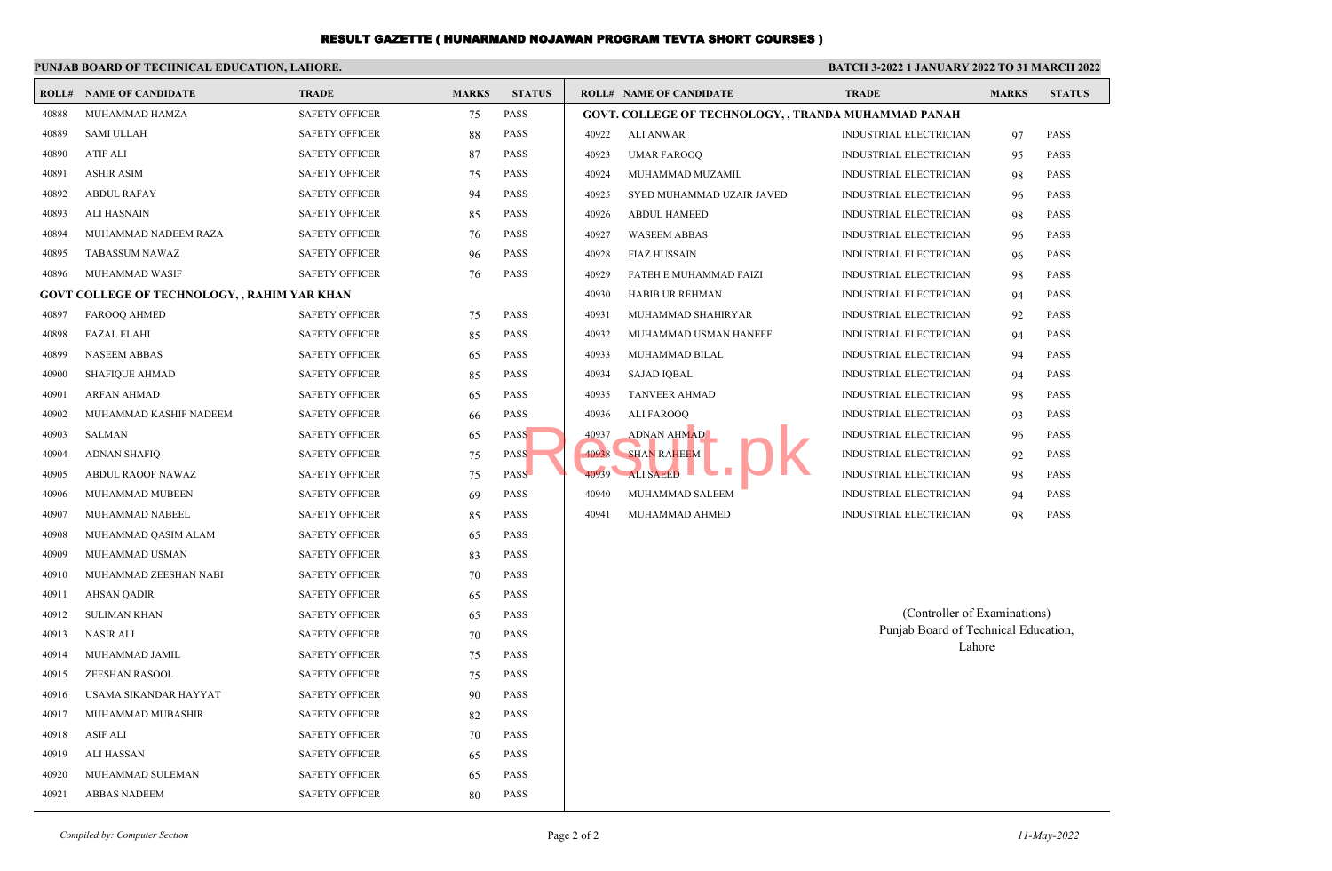# RESULT GAZETTE ( HUNARMAND NOJAWAN PROGRAM TEVTA SHORT COURSES )

**PUNJAB BOARD OF TECHNICAL EDUCATION, LAHORE.**

**BATCH 3-2022 1 JANUARY 2022 TO 31 MARCH 2022**

| ROLL# | NAME OF CANDIDATE | TRADE | MARKS | STATUS |
|---|---|---|---|---|
| 40888 | MUHAMMAD HAMZA | SAFETY OFFICER | 75 | PASS |
| 40889 | SAMI ULLAH | SAFETY OFFICER | 88 | PASS |
| 40890 | ATIF ALI | SAFETY OFFICER | 87 | PASS |
| 40891 | ASHIR ASIM | SAFETY OFFICER | 75 | PASS |
| 40892 | ABDUL RAFAY | SAFETY OFFICER | 94 | PASS |
| 40893 | ALI HASNAIN | SAFETY OFFICER | 85 | PASS |
| 40894 | MUHAMMAD NADEEM RAZA | SAFETY OFFICER | 76 | PASS |
| 40895 | TABASSUM NAWAZ | SAFETY OFFICER | 96 | PASS |
| 40896 | MUHAMMAD WASIF | SAFETY OFFICER | 76 | PASS |

**GOVT COLLEGE OF TECHNOLOGY, , RAHIM YAR KHAN**

| ROLL# | NAME OF CANDIDATE | TRADE | MARKS | STATUS |
|---|---|---|---|---|
| 40897 | FAROOQ AHMED | SAFETY OFFICER | 75 | PASS |
| 40898 | FAZAL ELAHI | SAFETY OFFICER | 85 | PASS |
| 40899 | NASEEM ABBAS | SAFETY OFFICER | 65 | PASS |
| 40900 | SHAFIQUE AHMAD | SAFETY OFFICER | 85 | PASS |
| 40901 | ARFAN AHMAD | SAFETY OFFICER | 65 | PASS |
| 40902 | MUHAMMAD KASHIF NADEEM | SAFETY OFFICER | 66 | PASS |
| 40903 | SALMAN | SAFETY OFFICER | 65 | PASS |
| 40904 | ADNAN SHAFIQ | SAFETY OFFICER | 75 | PASS |
| 40905 | ABDUL RAOOF NAWAZ | SAFETY OFFICER | 75 | PASS |
| 40906 | MUHAMMAD MUBEEN | SAFETY OFFICER | 69 | PASS |
| 40907 | MUHAMMAD NABEEL | SAFETY OFFICER | 85 | PASS |
| 40908 | MUHAMMAD QASIM ALAM | SAFETY OFFICER | 65 | PASS |
| 40909 | MUHAMMAD USMAN | SAFETY OFFICER | 83 | PASS |
| 40910 | MUHAMMAD ZEESHAN NABI | SAFETY OFFICER | 70 | PASS |
| 40911 | AHSAN QADIR | SAFETY OFFICER | 65 | PASS |
| 40912 | SULIMAN KHAN | SAFETY OFFICER | 65 | PASS |
| 40913 | NASIR ALI | SAFETY OFFICER | 70 | PASS |
| 40914 | MUHAMMAD JAMIL | SAFETY OFFICER | 75 | PASS |
| 40915 | ZEESHAN RASOOL | SAFETY OFFICER | 75 | PASS |
| 40916 | USAMA SIKANDAR HAYYAT | SAFETY OFFICER | 90 | PASS |
| 40917 | MUHAMMAD MUBASHIR | SAFETY OFFICER | 82 | PASS |
| 40918 | ASIF ALI | SAFETY OFFICER | 70 | PASS |
| 40919 | ALI HASSAN | SAFETY OFFICER | 65 | PASS |
| 40920 | MUHAMMAD SULEMAN | SAFETY OFFICER | 65 | PASS |
| 40921 | ABBAS NADEEM | SAFETY OFFICER | 80 | PASS |

**GOVT. COLLEGE OF TECHNOLOGY, , TRANDA MUHAMMAD PANAH**

| ROLL# | NAME OF CANDIDATE | TRADE | MARKS | STATUS |
|---|---|---|---|---|
| 40922 | ALI ANWAR | INDUSTRIAL ELECTRICIAN | 97 | PASS |
| 40923 | UMAR FAROOQ | INDUSTRIAL ELECTRICIAN | 95 | PASS |
| 40924 | MUHAMMAD MUZAMIL | INDUSTRIAL ELECTRICIAN | 98 | PASS |
| 40925 | SYED MUHAMMAD UZAIR JAVED | INDUSTRIAL ELECTRICIAN | 96 | PASS |
| 40926 | ABDUL HAMEED | INDUSTRIAL ELECTRICIAN | 98 | PASS |
| 40927 | WASEEM ABBAS | INDUSTRIAL ELECTRICIAN | 96 | PASS |
| 40928 | FIAZ HUSSAIN | INDUSTRIAL ELECTRICIAN | 96 | PASS |
| 40929 | FATEH E MUHAMMAD FAIZI | INDUSTRIAL ELECTRICIAN | 98 | PASS |
| 40930 | HABIB UR REHMAN | INDUSTRIAL ELECTRICIAN | 94 | PASS |
| 40931 | MUHAMMAD SHAHIRYAR | INDUSTRIAL ELECTRICIAN | 92 | PASS |
| 40932 | MUHAMMAD USMAN HANEEF | INDUSTRIAL ELECTRICIAN | 94 | PASS |
| 40933 | MUHAMMAD BILAL | INDUSTRIAL ELECTRICIAN | 94 | PASS |
| 40934 | SAJAD IQBAL | INDUSTRIAL ELECTRICIAN | 94 | PASS |
| 40935 | TANVEER AHMAD | INDUSTRIAL ELECTRICIAN | 98 | PASS |
| 40936 | ALI FAROOQ | INDUSTRIAL ELECTRICIAN | 93 | PASS |
| 40937 | ADNAN AHMAD | INDUSTRIAL ELECTRICIAN | 96 | PASS |
| 40938 | SHAN RAHEEM | INDUSTRIAL ELECTRICIAN | 92 | PASS |
| 40939 | ALI SAEED | INDUSTRIAL ELECTRICIAN | 98 | PASS |
| 40940 | MUHAMMAD SALEEM | INDUSTRIAL ELECTRICIAN | 94 | PASS |
| 40941 | MUHAMMAD AHMED | INDUSTRIAL ELECTRICIAN | 98 | PASS |

(Controller of Examinations)
Punjab Board of Technical Education,
Lahore

*Compiled by: Computer Section*

*11-May-2022*